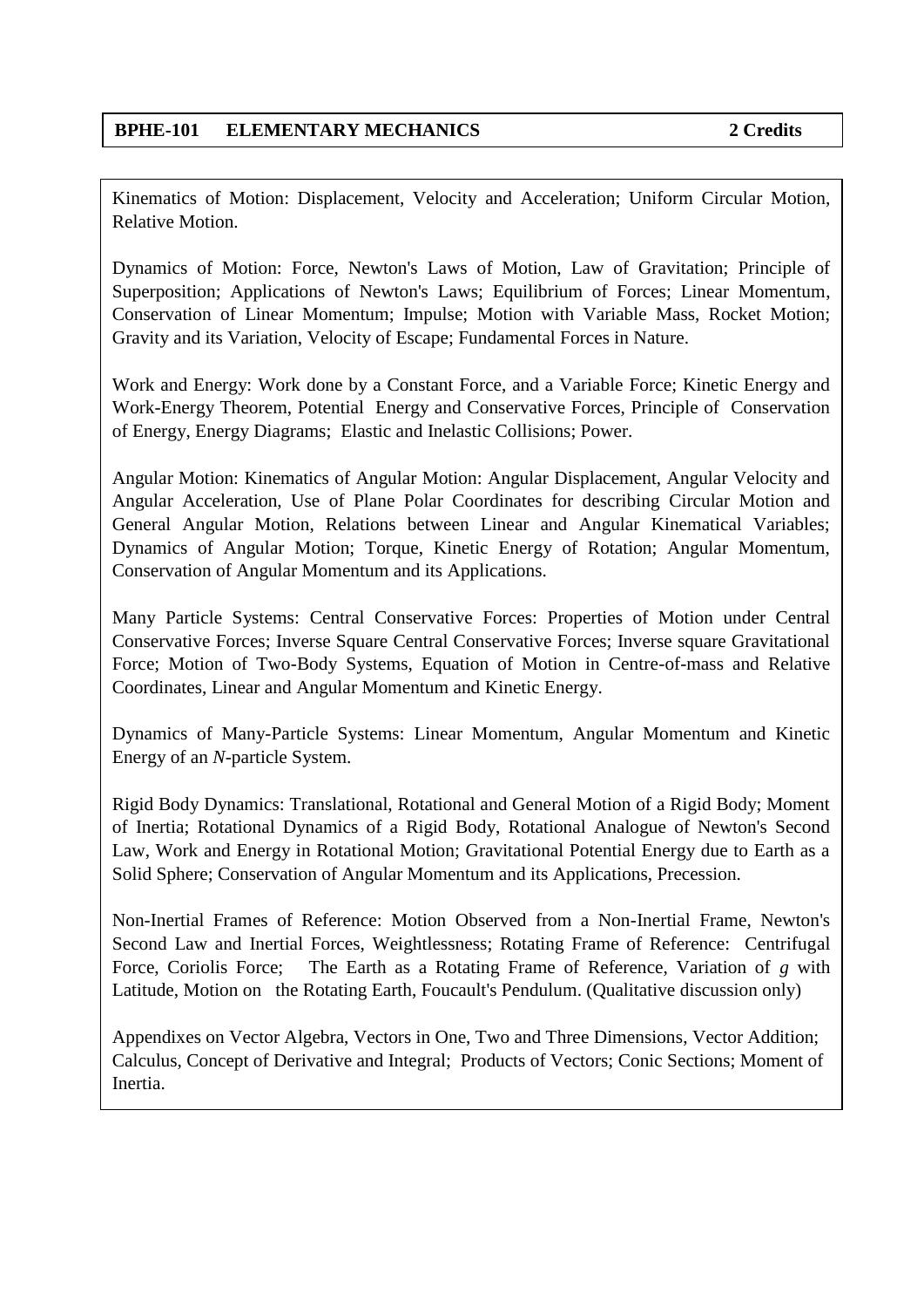## BPHE-101 ELEMENTARY MECHANICS 2 Credits

Kinematics of Motion: Displacement, Velocity and Acceleration; Uniform Circular Motion, Relative Motion.

Dynamics of Motion: Force, Newton's Laws of Motion, Law of Gravitation; Principle of Superposition; Applications of Newton's Laws; Equilibrium of Forces; Linear Momentum, Conservation of Linear Momentum; Impulse; Motion with Variable Mass, Rocket Motion; Gravity and its Variation, Velocity of Escape; Fundamental Forces in Nature.

Work and Energy: Work done by a Constant Force, and a Variable Force; Kinetic Energy and Work-Energy Theorem, Potential Energy and Conservative Forces, Principle of Conservation of Energy, Energy Diagrams; Elastic and Inelastic Collisions; Power.

Angular Motion: Kinematics of Angular Motion: Angular Displacement, Angular Velocity and Angular Acceleration, Use of Plane Polar Coordinates for describing Circular Motion and General Angular Motion, Relations between Linear and Angular Kinematical Variables; Dynamics of Angular Motion; Torque, Kinetic Energy of Rotation; Angular Momentum, Conservation of Angular Momentum and its Applications.

Many Particle Systems: Central Conservative Forces: Properties of Motion under Central Conservative Forces; Inverse Square Central Conservative Forces; Inverse square Gravitational Force; Motion of Two-Body Systems, Equation of Motion in Centre-of-mass and Relative Coordinates, Linear and Angular Momentum and Kinetic Energy.

Dynamics of Many-Particle Systems: Linear Momentum, Angular Momentum and Kinetic Energy of an $N$-particle System.

Rigid Body Dynamics: Translational, Rotational and General Motion of a Rigid Body; Moment of Inertia; Rotational Dynamics of a Rigid Body, Rotational Analogue of Newton's Second Law, Work and Energy in Rotational Motion; Gravitational Potential Energy due to Earth as a Solid Sphere; Conservation of Angular Momentum and its Applications, Precession.

Non-Inertial Frames of Reference: Motion Observed from a Non-Inertial Frame, Newton's Second Law and Inertial Forces, Weightlessness; Rotating Frame of Reference: Centrifugal Force, Coriolis Force; The Earth as a Rotating Frame of Reference, Variation of $g$ with Latitude, Motion on the Rotating Earth, Foucault's Pendulum. (Qualitative discussion only)

Appendixes on Vector Algebra, Vectors in One, Two and Three Dimensions, Vector Addition; Calculus, Concept of Derivative and Integral; Products of Vectors; Conic Sections; Moment of Inertia.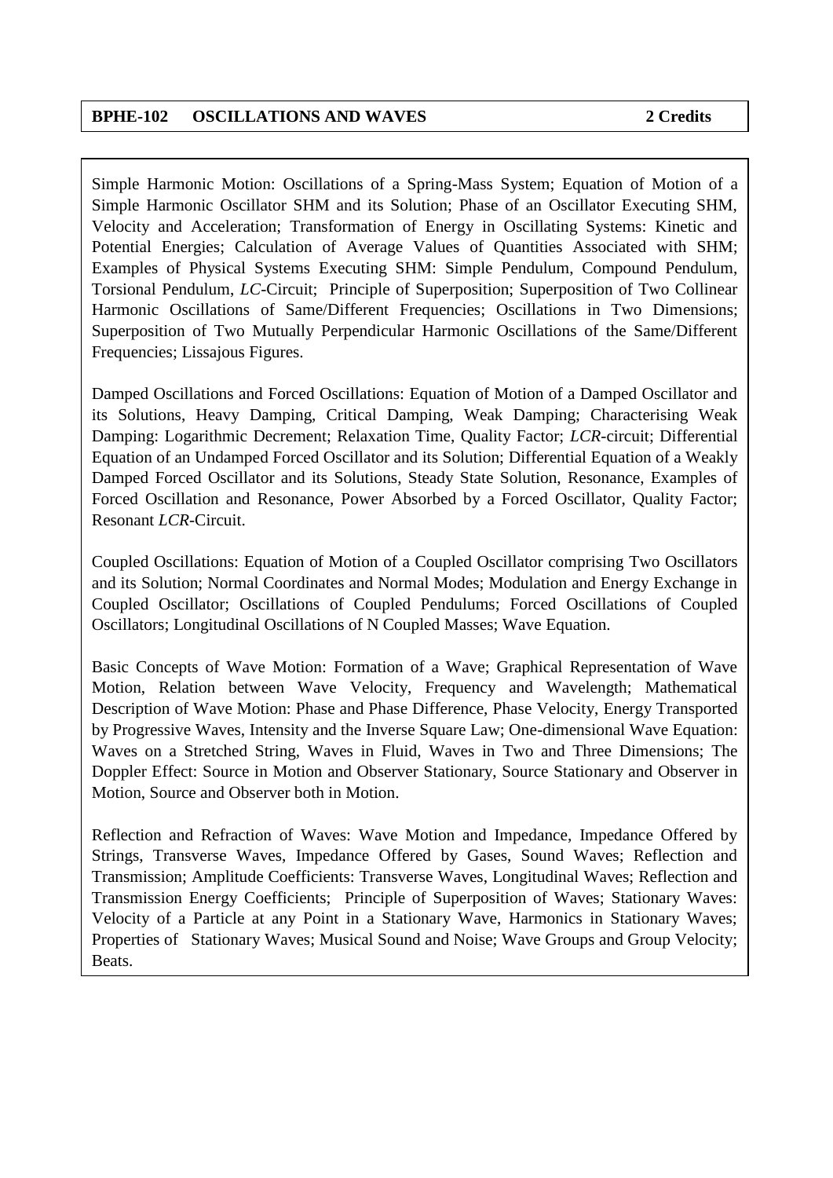**BPHE-102 OSCILLATIONS AND WAVES 2 Credits**

Simple Harmonic Motion: Oscillations of a Spring-Mass System; Equation of Motion of a Simple Harmonic Oscillator SHM and its Solution; Phase of an Oscillator Executing SHM, Velocity and Acceleration; Transformation of Energy in Oscillating Systems: Kinetic and Potential Energies; Calculation of Average Values of Quantities Associated with SHM; Examples of Physical Systems Executing SHM: Simple Pendulum, Compound Pendulum, Torsional Pendulum, *LC*-Circuit; Principle of Superposition; Superposition of Two Collinear Harmonic Oscillations of Same/Different Frequencies; Oscillations in Two Dimensions; Superposition of Two Mutually Perpendicular Harmonic Oscillations of the Same/Different Frequencies; Lissajous Figures.

Damped Oscillations and Forced Oscillations: Equation of Motion of a Damped Oscillator and its Solutions, Heavy Damping, Critical Damping, Weak Damping; Characterising Weak Damping: Logarithmic Decrement; Relaxation Time, Quality Factor; *LCR*-circuit; Differential Equation of an Undamped Forced Oscillator and its Solution; Differential Equation of a Weakly Damped Forced Oscillator and its Solutions, Steady State Solution, Resonance, Examples of Forced Oscillation and Resonance, Power Absorbed by a Forced Oscillator, Quality Factor; Resonant *LCR*-Circuit.

Coupled Oscillations: Equation of Motion of a Coupled Oscillator comprising Two Oscillators and its Solution; Normal Coordinates and Normal Modes; Modulation and Energy Exchange in Coupled Oscillator; Oscillations of Coupled Pendulums; Forced Oscillations of Coupled Oscillators; Longitudinal Oscillations of N Coupled Masses; Wave Equation.

Basic Concepts of Wave Motion: Formation of a Wave; Graphical Representation of Wave Motion, Relation between Wave Velocity, Frequency and Wavelength; Mathematical Description of Wave Motion: Phase and Phase Difference, Phase Velocity, Energy Transported by Progressive Waves, Intensity and the Inverse Square Law; One-dimensional Wave Equation: Waves on a Stretched String, Waves in Fluid, Waves in Two and Three Dimensions; The Doppler Effect: Source in Motion and Observer Stationary, Source Stationary and Observer in Motion, Source and Observer both in Motion.

Reflection and Refraction of Waves: Wave Motion and Impedance, Impedance Offered by Strings, Transverse Waves, Impedance Offered by Gases, Sound Waves; Reflection and Transmission; Amplitude Coefficients: Transverse Waves, Longitudinal Waves; Reflection and Transmission Energy Coefficients; Principle of Superposition of Waves; Stationary Waves: Velocity of a Particle at any Point in a Stationary Wave, Harmonics in Stationary Waves; Properties of Stationary Waves; Musical Sound and Noise; Wave Groups and Group Velocity; Beats.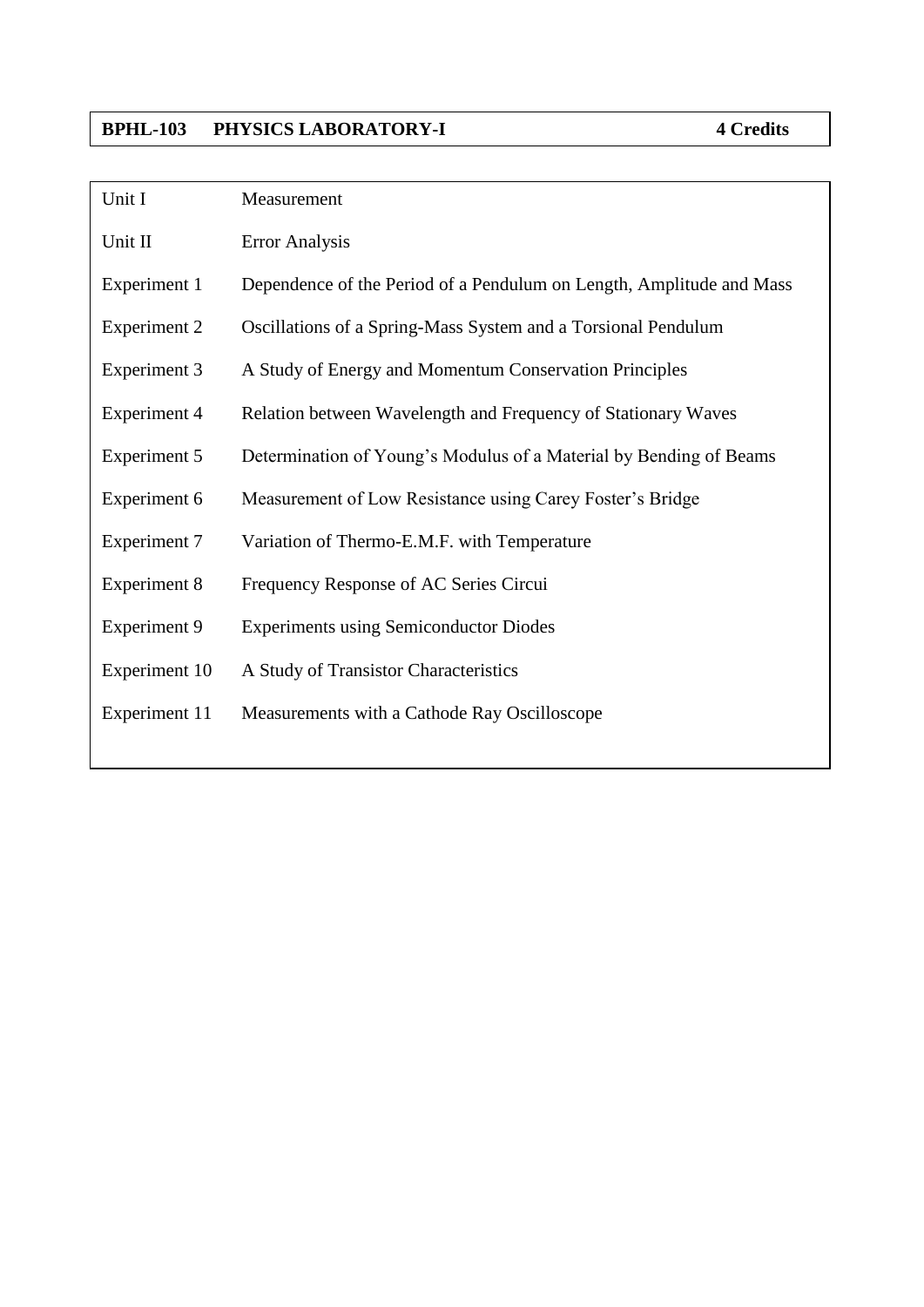| **BPHL-103** | **PHYSICS LABORATORY-I** | **4 Credits** |
|---|---|---|

| | |
|---|---|
| Unit I | Measurement |
| Unit II | Error Analysis |
| Experiment 1 | Dependence of the Period of a Pendulum on Length, Amplitude and Mass |
| Experiment 2 | Oscillations of a Spring-Mass System and a Torsional Pendulum |
| Experiment 3 | A Study of Energy and Momentum Conservation Principles |
| Experiment 4 | Relation between Wavelength and Frequency of Stationary Waves |
| Experiment 5 | Determination of Young's Modulus of a Material by Bending of Beams |
| Experiment 6 | Measurement of Low Resistance using Carey Foster's Bridge |
| Experiment 7 | Variation of Thermo-E.M.F. with Temperature |
| Experiment 8 | Frequency Response of AC Series Circui |
| Experiment 9 | Experiments using Semiconductor Diodes |
| Experiment 10 | A Study of Transistor Characteristics |
| Experiment 11 | Measurements with a Cathode Ray Oscilloscope |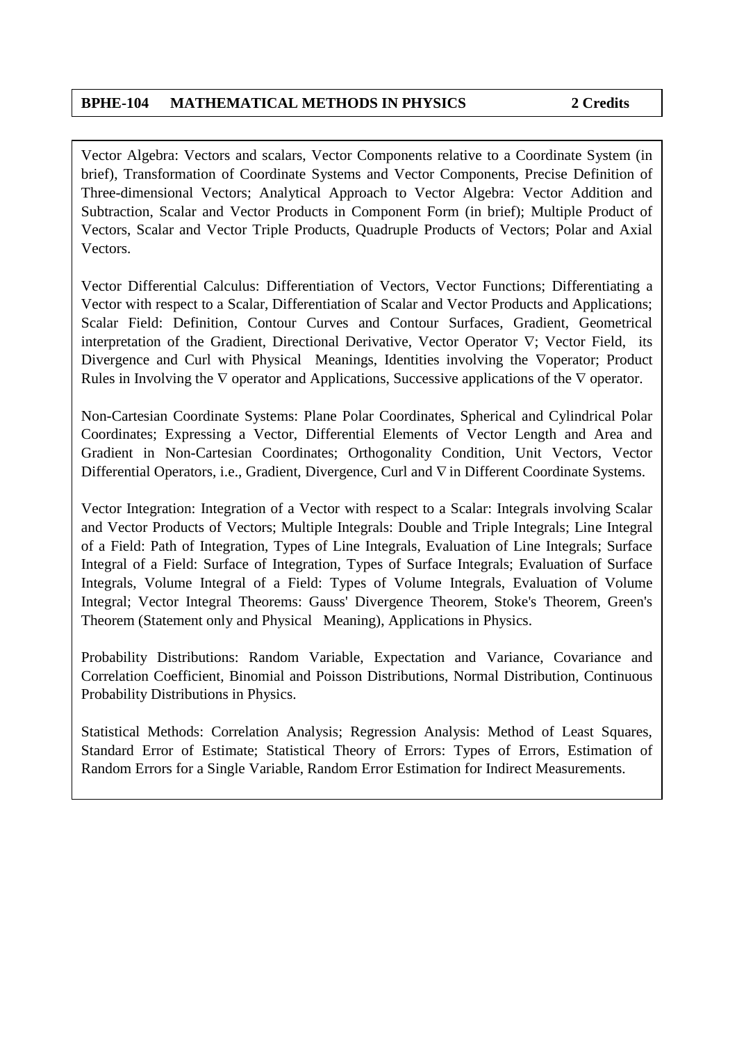## BPHE-104 MATHEMATICAL METHODS IN PHYSICS 2 Credits

Vector Algebra: Vectors and scalars, Vector Components relative to a Coordinate System (in brief), Transformation of Coordinate Systems and Vector Components, Precise Definition of Three-dimensional Vectors; Analytical Approach to Vector Algebra: Vector Addition and Subtraction, Scalar and Vector Products in Component Form (in brief); Multiple Product of Vectors, Scalar and Vector Triple Products, Quadruple Products of Vectors; Polar and Axial Vectors.

Vector Differential Calculus: Differentiation of Vectors, Vector Functions; Differentiating a Vector with respect to a Scalar, Differentiation of Scalar and Vector Products and Applications; Scalar Field: Definition, Contour Curves and Contour Surfaces, Gradient, Geometrical interpretation of the Gradient, Directional Derivative, Vector Operator $\nabla$; Vector Field, its Divergence and Curl with Physical Meanings, Identities involving the $\nabla$operator; Product Rules in Involving the $\nabla$ operator and Applications, Successive applications of the $\nabla$ operator.

Non-Cartesian Coordinate Systems: Plane Polar Coordinates, Spherical and Cylindrical Polar Coordinates; Expressing a Vector, Differential Elements of Vector Length and Area and Gradient in Non-Cartesian Coordinates; Orthogonality Condition, Unit Vectors, Vector Differential Operators, i.e., Gradient, Divergence, Curl and $\nabla$ in Different Coordinate Systems.

Vector Integration: Integration of a Vector with respect to a Scalar: Integrals involving Scalar and Vector Products of Vectors; Multiple Integrals: Double and Triple Integrals; Line Integral of a Field: Path of Integration, Types of Line Integrals, Evaluation of Line Integrals; Surface Integral of a Field: Surface of Integration, Types of Surface Integrals; Evaluation of Surface Integrals, Volume Integral of a Field: Types of Volume Integrals, Evaluation of Volume Integral; Vector Integral Theorems: Gauss' Divergence Theorem, Stoke's Theorem, Green's Theorem (Statement only and Physical Meaning), Applications in Physics.

Probability Distributions: Random Variable, Expectation and Variance, Covariance and Correlation Coefficient, Binomial and Poisson Distributions, Normal Distribution, Continuous Probability Distributions in Physics.

Statistical Methods: Correlation Analysis; Regression Analysis: Method of Least Squares, Standard Error of Estimate; Statistical Theory of Errors: Types of Errors, Estimation of Random Errors for a Single Variable, Random Error Estimation for Indirect Measurements.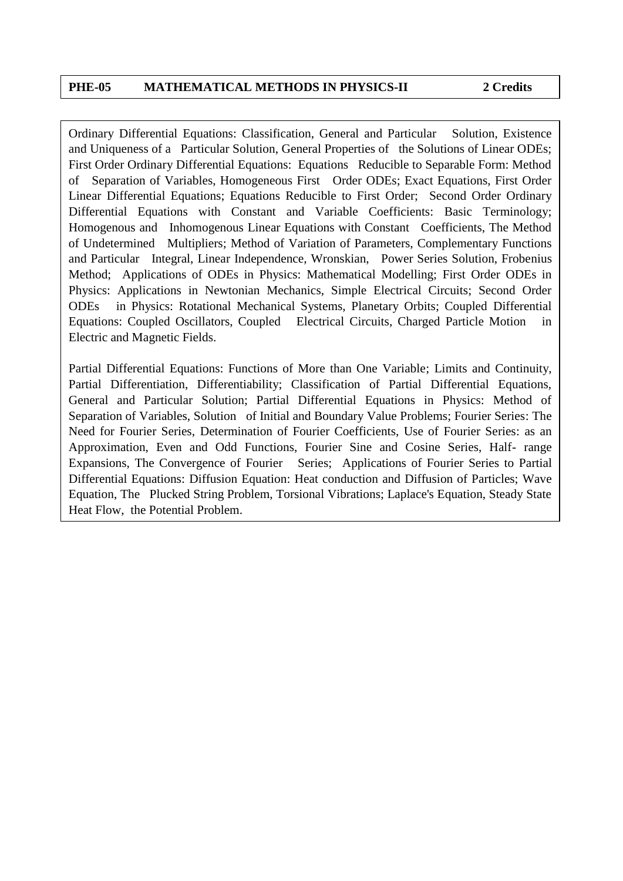**PHE-05 MATHEMATICAL METHODS IN PHYSICS-II 2 Credits**

Ordinary Differential Equations: Classification, General and Particular Solution, Existence and Uniqueness of a Particular Solution, General Properties of the Solutions of Linear ODEs; First Order Ordinary Differential Equations: Equations Reducible to Separable Form: Method of Separation of Variables, Homogeneous First Order ODEs; Exact Equations, First Order Linear Differential Equations; Equations Reducible to First Order; Second Order Ordinary Differential Equations with Constant and Variable Coefficients: Basic Terminology; Homogenous and Inhomogenous Linear Equations with Constant Coefficients, The Method of Undetermined Multipliers; Method of Variation of Parameters, Complementary Functions and Particular Integral, Linear Independence, Wronskian, Power Series Solution, Frobenius Method; Applications of ODEs in Physics: Mathematical Modelling; First Order ODEs in Physics: Applications in Newtonian Mechanics, Simple Electrical Circuits; Second Order ODEs in Physics: Rotational Mechanical Systems, Planetary Orbits; Coupled Differential Equations: Coupled Oscillators, Coupled Electrical Circuits, Charged Particle Motion in Electric and Magnetic Fields.

Partial Differential Equations: Functions of More than One Variable; Limits and Continuity, Partial Differentiation, Differentiability; Classification of Partial Differential Equations, General and Particular Solution; Partial Differential Equations in Physics: Method of Separation of Variables, Solution of Initial and Boundary Value Problems; Fourier Series: The Need for Fourier Series, Determination of Fourier Coefficients, Use of Fourier Series: as an Approximation, Even and Odd Functions, Fourier Sine and Cosine Series, Half- range Expansions, The Convergence of Fourier Series; Applications of Fourier Series to Partial Differential Equations: Diffusion Equation: Heat conduction and Diffusion of Particles; Wave Equation, The Plucked String Problem, Torsional Vibrations; Laplace's Equation, Steady State Heat Flow, the Potential Problem.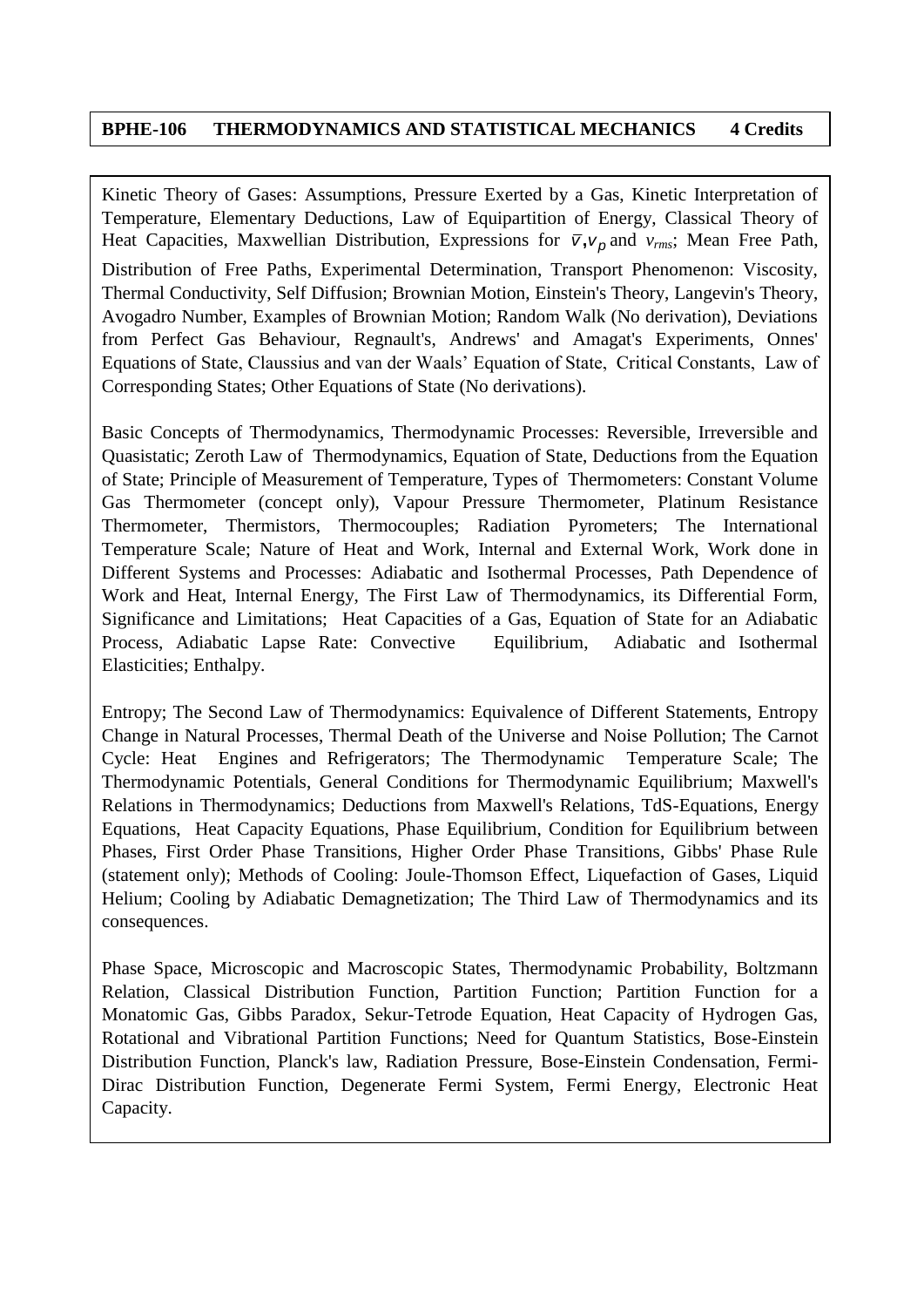**BPHE-106 THERMODYNAMICS AND STATISTICAL MECHANICS 4 Credits**

Kinetic Theory of Gases: Assumptions, Pressure Exerted by a Gas, Kinetic Interpretation of Temperature, Elementary Deductions, Law of Equipartition of Energy, Classical Theory of Heat Capacities, Maxwellian Distribution, Expressions for $\bar{v}$, $v_p$ and $v_{rms}$; Mean Free Path, Distribution of Free Paths, Experimental Determination, Transport Phenomenon: Viscosity, Thermal Conductivity, Self Diffusion; Brownian Motion, Einstein's Theory, Langevin's Theory, Avogadro Number, Examples of Brownian Motion; Random Walk (No derivation), Deviations from Perfect Gas Behaviour, Regnault's, Andrews' and Amagat's Experiments, Onnes' Equations of State, Claussius and van der Waals' Equation of State, Critical Constants, Law of Corresponding States; Other Equations of State (No derivations).

Basic Concepts of Thermodynamics, Thermodynamic Processes: Reversible, Irreversible and Quasistatic; Zeroth Law of Thermodynamics, Equation of State, Deductions from the Equation of State; Principle of Measurement of Temperature, Types of Thermometers: Constant Volume Gas Thermometer (concept only), Vapour Pressure Thermometer, Platinum Resistance Thermometer, Thermistors, Thermocouples; Radiation Pyrometers; The International Temperature Scale; Nature of Heat and Work, Internal and External Work, Work done in Different Systems and Processes: Adiabatic and Isothermal Processes, Path Dependence of Work and Heat, Internal Energy, The First Law of Thermodynamics, its Differential Form, Significance and Limitations; Heat Capacities of a Gas, Equation of State for an Adiabatic Process, Adiabatic Lapse Rate: Convective Equilibrium, Adiabatic and Isothermal Elasticities; Enthalpy.

Entropy; The Second Law of Thermodynamics: Equivalence of Different Statements, Entropy Change in Natural Processes, Thermal Death of the Universe and Noise Pollution; The Carnot Cycle: Heat Engines and Refrigerators; The Thermodynamic Temperature Scale; The Thermodynamic Potentials, General Conditions for Thermodynamic Equilibrium; Maxwell's Relations in Thermodynamics; Deductions from Maxwell's Relations, TdS-Equations, Energy Equations, Heat Capacity Equations, Phase Equilibrium, Condition for Equilibrium between Phases, First Order Phase Transitions, Higher Order Phase Transitions, Gibbs' Phase Rule (statement only); Methods of Cooling: Joule-Thomson Effect, Liquefaction of Gases, Liquid Helium; Cooling by Adiabatic Demagnetization; The Third Law of Thermodynamics and its consequences.

Phase Space, Microscopic and Macroscopic States, Thermodynamic Probability, Boltzmann Relation, Classical Distribution Function, Partition Function; Partition Function for a Monatomic Gas, Gibbs Paradox, Sekur-Tetrode Equation, Heat Capacity of Hydrogen Gas, Rotational and Vibrational Partition Functions; Need for Quantum Statistics, Bose-Einstein Distribution Function, Planck's law, Radiation Pressure, Bose-Einstein Condensation, Fermi-Dirac Distribution Function, Degenerate Fermi System, Fermi Energy, Electronic Heat Capacity.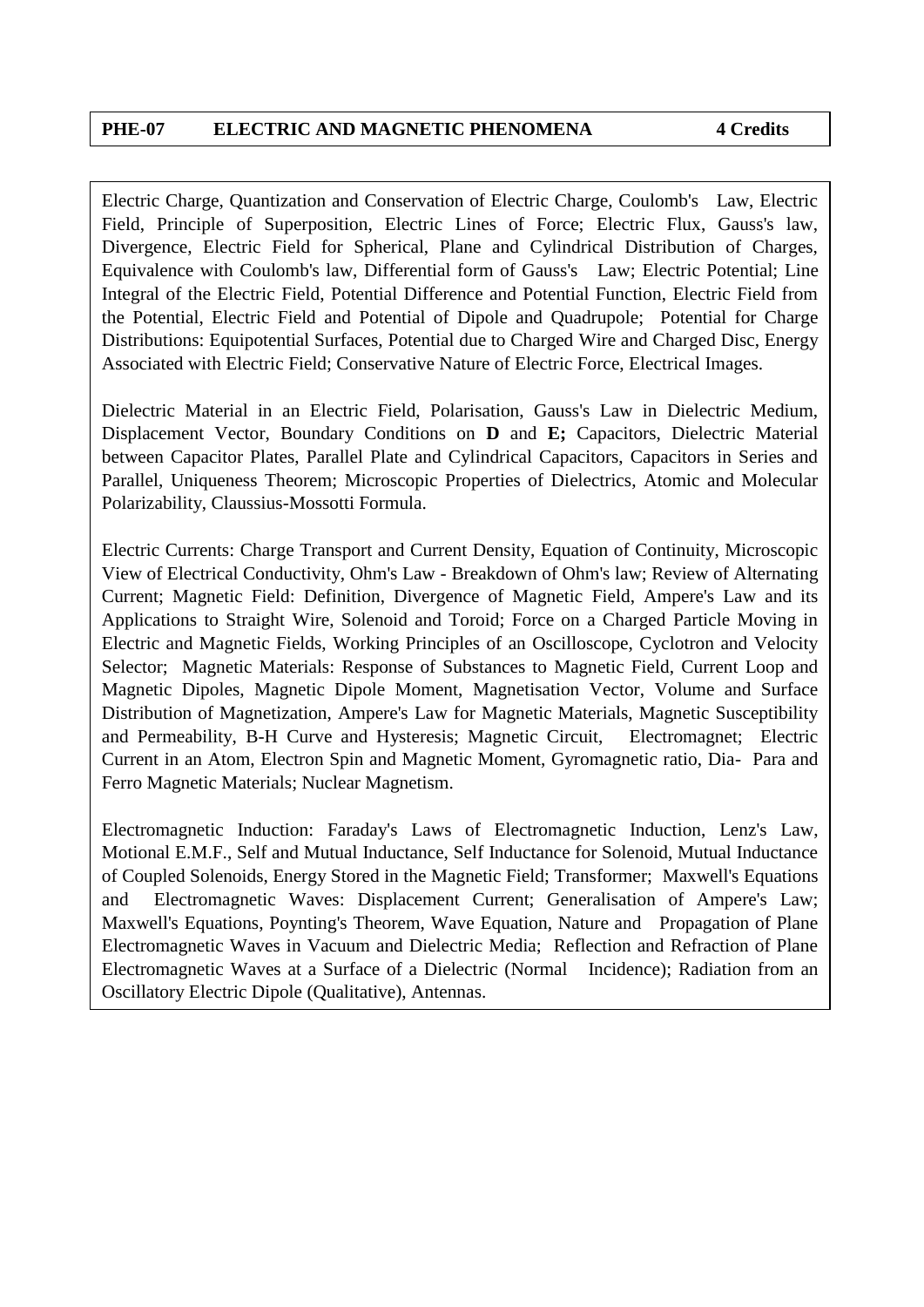## PHE-07 ELECTRIC AND MAGNETIC PHENOMENA 4 Credits

Electric Charge, Quantization and Conservation of Electric Charge, Coulomb's Law, Electric Field, Principle of Superposition, Electric Lines of Force; Electric Flux, Gauss's law, Divergence, Electric Field for Spherical, Plane and Cylindrical Distribution of Charges, Equivalence with Coulomb's law, Differential form of Gauss's Law; Electric Potential; Line Integral of the Electric Field, Potential Difference and Potential Function, Electric Field from the Potential, Electric Field and Potential of Dipole and Quadrupole; Potential for Charge Distributions: Equipotential Surfaces, Potential due to Charged Wire and Charged Disc, Energy Associated with Electric Field; Conservative Nature of Electric Force, Electrical Images.

Dielectric Material in an Electric Field, Polarisation, Gauss's Law in Dielectric Medium, Displacement Vector, Boundary Conditions on **D** and **E;** Capacitors, Dielectric Material between Capacitor Plates, Parallel Plate and Cylindrical Capacitors, Capacitors in Series and Parallel, Uniqueness Theorem; Microscopic Properties of Dielectrics, Atomic and Molecular Polarizability, Claussius-Mossotti Formula.

Electric Currents: Charge Transport and Current Density, Equation of Continuity, Microscopic View of Electrical Conductivity, Ohm's Law - Breakdown of Ohm's law; Review of Alternating Current; Magnetic Field: Definition, Divergence of Magnetic Field, Ampere's Law and its Applications to Straight Wire, Solenoid and Toroid; Force on a Charged Particle Moving in Electric and Magnetic Fields, Working Principles of an Oscilloscope, Cyclotron and Velocity Selector; Magnetic Materials: Response of Substances to Magnetic Field, Current Loop and Magnetic Dipoles, Magnetic Dipole Moment, Magnetisation Vector, Volume and Surface Distribution of Magnetization, Ampere's Law for Magnetic Materials, Magnetic Susceptibility and Permeability, B-H Curve and Hysteresis; Magnetic Circuit, Electromagnet; Electric Current in an Atom, Electron Spin and Magnetic Moment, Gyromagnetic ratio, Dia- Para and Ferro Magnetic Materials; Nuclear Magnetism.

Electromagnetic Induction: Faraday's Laws of Electromagnetic Induction, Lenz's Law, Motional E.M.F., Self and Mutual Inductance, Self Inductance for Solenoid, Mutual Inductance of Coupled Solenoids, Energy Stored in the Magnetic Field; Transformer; Maxwell's Equations and Electromagnetic Waves: Displacement Current; Generalisation of Ampere's Law; Maxwell's Equations, Poynting's Theorem, Wave Equation, Nature and Propagation of Plane Electromagnetic Waves in Vacuum and Dielectric Media; Reflection and Refraction of Plane Electromagnetic Waves at a Surface of a Dielectric (Normal Incidence); Radiation from an Oscillatory Electric Dipole (Qualitative), Antennas.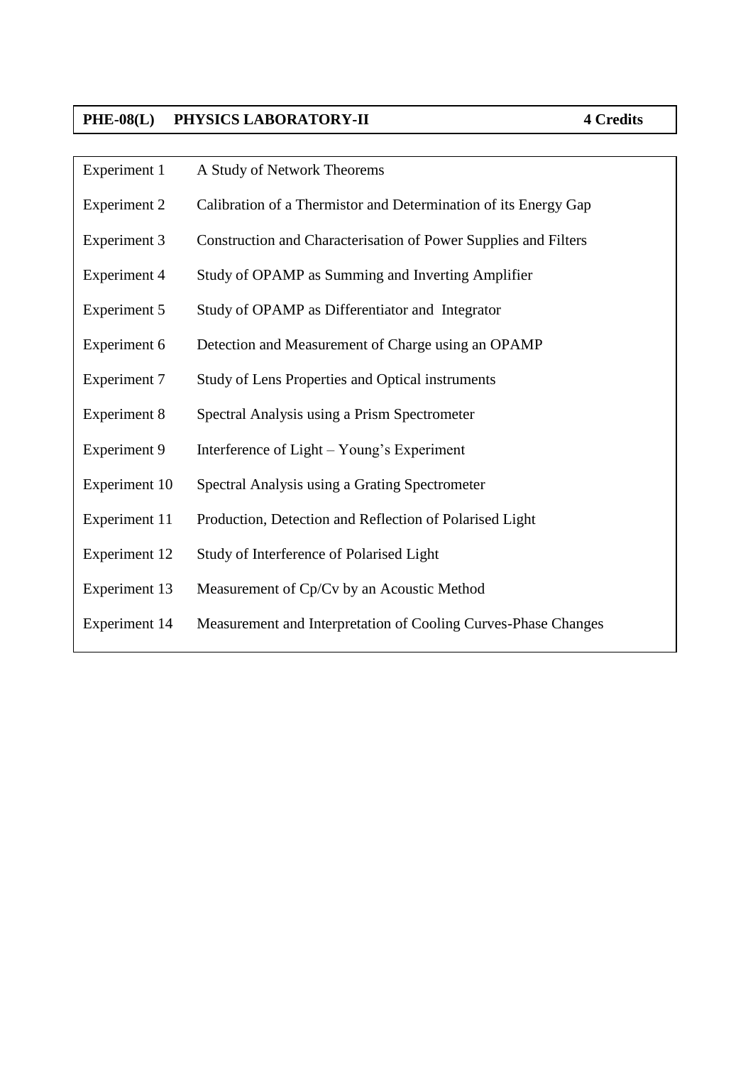| **PHE-08(L)** | **PHYSICS LABORATORY-II** | **4 Credits** |
|---|---|---|

| | |
|---|---|
| Experiment 1 | A Study of Network Theorems |
| Experiment 2 | Calibration of a Thermistor and Determination of its Energy Gap |
| Experiment 3 | Construction and Characterisation of Power Supplies and Filters |
| Experiment 4 | Study of OPAMP as Summing and Inverting Amplifier |
| Experiment 5 | Study of OPAMP as Differentiator and Integrator |
| Experiment 6 | Detection and Measurement of Charge using an OPAMP |
| Experiment 7 | Study of Lens Properties and Optical instruments |
| Experiment 8 | Spectral Analysis using a Prism Spectrometer |
| Experiment 9 | Interference of Light – Young's Experiment |
| Experiment 10 | Spectral Analysis using a Grating Spectrometer |
| Experiment 11 | Production, Detection and Reflection of Polarised Light |
| Experiment 12 | Study of Interference of Polarised Light |
| Experiment 13 | Measurement of Cp/Cv by an Acoustic Method |
| Experiment 14 | Measurement and Interpretation of Cooling Curves-Phase Changes |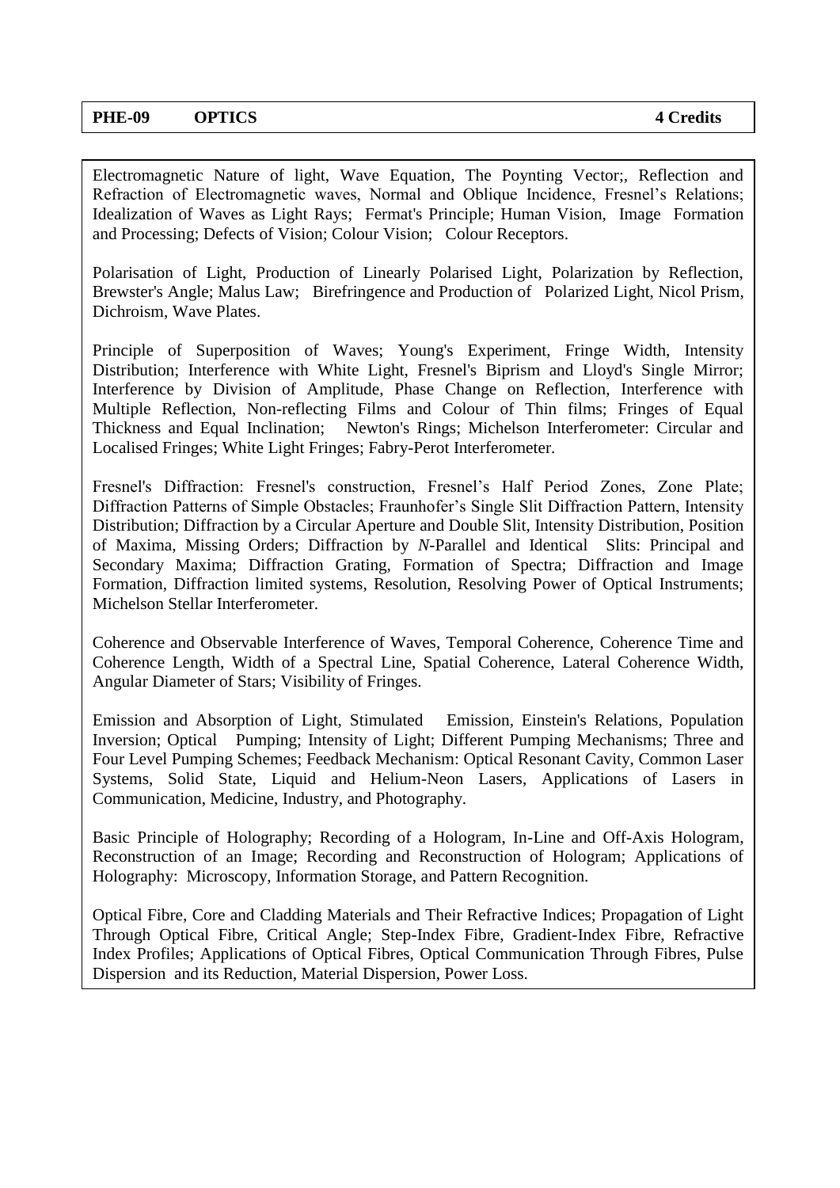**PHE-09 OPTICS 4 Credits**

Electromagnetic Nature of light, Wave Equation, The Poynting Vector;, Reflection and Refraction of Electromagnetic waves, Normal and Oblique Incidence, Fresnel's Relations; Idealization of Waves as Light Rays; Fermat's Principle; Human Vision, Image Formation and Processing; Defects of Vision; Colour Vision; Colour Receptors.

Polarisation of Light, Production of Linearly Polarised Light, Polarization by Reflection, Brewster's Angle; Malus Law; Birefringence and Production of Polarized Light, Nicol Prism, Dichroism, Wave Plates.

Principle of Superposition of Waves; Young's Experiment, Fringe Width, Intensity Distribution; Interference with White Light, Fresnel's Biprism and Lloyd's Single Mirror; Interference by Division of Amplitude, Phase Change on Reflection, Interference with Multiple Reflection, Non-reflecting Films and Colour of Thin films; Fringes of Equal Thickness and Equal Inclination; Newton's Rings; Michelson Interferometer: Circular and Localised Fringes; White Light Fringes; Fabry-Perot Interferometer.

Fresnel's Diffraction: Fresnel's construction, Fresnel's Half Period Zones, Zone Plate; Diffraction Patterns of Simple Obstacles; Fraunhofer's Single Slit Diffraction Pattern, Intensity Distribution; Diffraction by a Circular Aperture and Double Slit, Intensity Distribution, Position of Maxima, Missing Orders; Diffraction by *N*-Parallel and Identical Slits: Principal and Secondary Maxima; Diffraction Grating, Formation of Spectra; Diffraction and Image Formation, Diffraction limited systems, Resolution, Resolving Power of Optical Instruments; Michelson Stellar Interferometer.

Coherence and Observable Interference of Waves, Temporal Coherence, Coherence Time and Coherence Length, Width of a Spectral Line, Spatial Coherence, Lateral Coherence Width, Angular Diameter of Stars; Visibility of Fringes.

Emission and Absorption of Light, Stimulated Emission, Einstein's Relations, Population Inversion; Optical Pumping; Intensity of Light; Different Pumping Mechanisms; Three and Four Level Pumping Schemes; Feedback Mechanism: Optical Resonant Cavity, Common Laser Systems, Solid State, Liquid and Helium-Neon Lasers, Applications of Lasers in Communication, Medicine, Industry, and Photography.

Basic Principle of Holography; Recording of a Hologram, In-Line and Off-Axis Hologram, Reconstruction of an Image; Recording and Reconstruction of Hologram; Applications of Holography: Microscopy, Information Storage, and Pattern Recognition.

Optical Fibre, Core and Cladding Materials and Their Refractive Indices; Propagation of Light Through Optical Fibre, Critical Angle; Step-Index Fibre, Gradient-Index Fibre, Refractive Index Profiles; Applications of Optical Fibres, Optical Communication Through Fibres, Pulse Dispersion and its Reduction, Material Dispersion, Power Loss.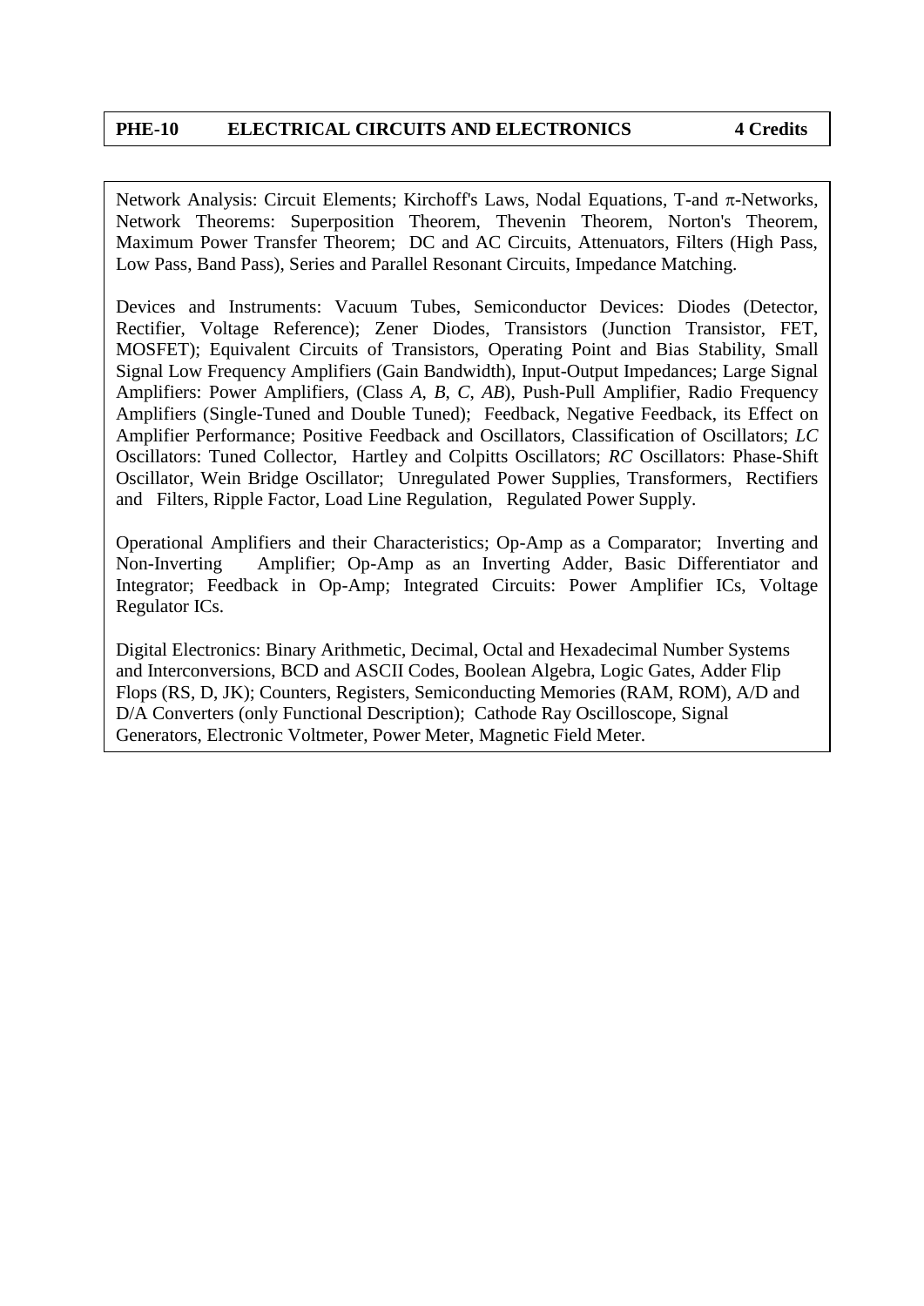## PHE-10 ELECTRICAL CIRCUITS AND ELECTRONICS 4 Credits

Network Analysis: Circuit Elements; Kirchoff's Laws, Nodal Equations, T-and $\pi$-Networks, Network Theorems: Superposition Theorem, Thevenin Theorem, Norton's Theorem, Maximum Power Transfer Theorem; DC and AC Circuits, Attenuators, Filters (High Pass, Low Pass, Band Pass), Series and Parallel Resonant Circuits, Impedance Matching.

Devices and Instruments: Vacuum Tubes, Semiconductor Devices: Diodes (Detector, Rectifier, Voltage Reference); Zener Diodes, Transistors (Junction Transistor, FET, MOSFET); Equivalent Circuits of Transistors, Operating Point and Bias Stability, Small Signal Low Frequency Amplifiers (Gain Bandwidth), Input-Output Impedances; Large Signal Amplifiers: Power Amplifiers, (Class *A*, *B*, *C*, *AB*), Push-Pull Amplifier, Radio Frequency Amplifiers (Single-Tuned and Double Tuned); Feedback, Negative Feedback, its Effect on Amplifier Performance; Positive Feedback and Oscillators, Classification of Oscillators; *LC* Oscillators: Tuned Collector, Hartley and Colpitts Oscillators; *RC* Oscillators: Phase-Shift Oscillator, Wein Bridge Oscillator; Unregulated Power Supplies, Transformers, Rectifiers and Filters, Ripple Factor, Load Line Regulation, Regulated Power Supply.

Operational Amplifiers and their Characteristics; Op-Amp as a Comparator; Inverting and Non-Inverting Amplifier; Op-Amp as an Inverting Adder, Basic Differentiator and Integrator; Feedback in Op-Amp; Integrated Circuits: Power Amplifier ICs, Voltage Regulator ICs.

Digital Electronics: Binary Arithmetic, Decimal, Octal and Hexadecimal Number Systems and Interconversions, BCD and ASCII Codes, Boolean Algebra, Logic Gates, Adder Flip Flops (RS, D, JK); Counters, Registers, Semiconducting Memories (RAM, ROM), A/D and D/A Converters (only Functional Description); Cathode Ray Oscilloscope, Signal Generators, Electronic Voltmeter, Power Meter, Magnetic Field Meter.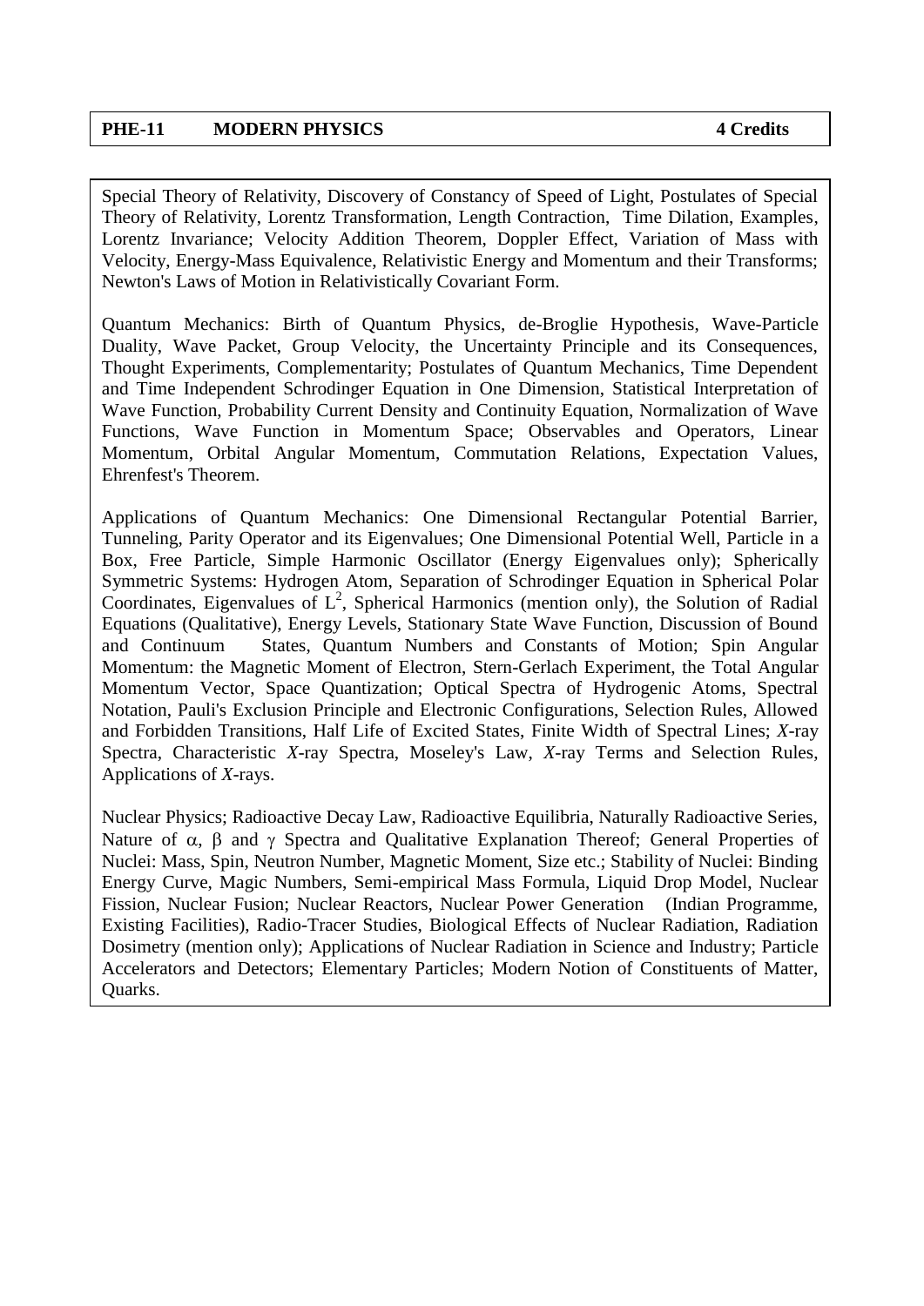**PHE-11 MODERN PHYSICS 4 Credits**

Special Theory of Relativity, Discovery of Constancy of Speed of Light, Postulates of Special Theory of Relativity, Lorentz Transformation, Length Contraction, Time Dilation, Examples, Lorentz Invariance; Velocity Addition Theorem, Doppler Effect, Variation of Mass with Velocity, Energy-Mass Equivalence, Relativistic Energy and Momentum and their Transforms; Newton's Laws of Motion in Relativistically Covariant Form.

Quantum Mechanics: Birth of Quantum Physics, de-Broglie Hypothesis, Wave-Particle Duality, Wave Packet, Group Velocity, the Uncertainty Principle and its Consequences, Thought Experiments, Complementarity; Postulates of Quantum Mechanics, Time Dependent and Time Independent Schrodinger Equation in One Dimension, Statistical Interpretation of Wave Function, Probability Current Density and Continuity Equation, Normalization of Wave Functions, Wave Function in Momentum Space; Observables and Operators, Linear Momentum, Orbital Angular Momentum, Commutation Relations, Expectation Values, Ehrenfest's Theorem.

Applications of Quantum Mechanics: One Dimensional Rectangular Potential Barrier, Tunneling, Parity Operator and its Eigenvalues; One Dimensional Potential Well, Particle in a Box, Free Particle, Simple Harmonic Oscillator (Energy Eigenvalues only); Spherically Symmetric Systems: Hydrogen Atom, Separation of Schrodinger Equation in Spherical Polar Coordinates, Eigenvalues of $L^2$, Spherical Harmonics (mention only), the Solution of Radial Equations (Qualitative), Energy Levels, Stationary State Wave Function, Discussion of Bound and Continuum States, Quantum Numbers and Constants of Motion; Spin Angular Momentum: the Magnetic Moment of Electron, Stern-Gerlach Experiment, the Total Angular Momentum Vector, Space Quantization; Optical Spectra of Hydrogenic Atoms, Spectral Notation, Pauli's Exclusion Principle and Electronic Configurations, Selection Rules, Allowed and Forbidden Transitions, Half Life of Excited States, Finite Width of Spectral Lines; *X*-ray Spectra, Characteristic *X*-ray Spectra, Moseley's Law, *X*-ray Terms and Selection Rules, Applications of *X*-rays.

Nuclear Physics; Radioactive Decay Law, Radioactive Equilibria, Naturally Radioactive Series, Nature of $\alpha$, $\beta$ and $\gamma$ Spectra and Qualitative Explanation Thereof; General Properties of Nuclei: Mass, Spin, Neutron Number, Magnetic Moment, Size etc.; Stability of Nuclei: Binding Energy Curve, Magic Numbers, Semi-empirical Mass Formula, Liquid Drop Model, Nuclear Fission, Nuclear Fusion; Nuclear Reactors, Nuclear Power Generation (Indian Programme, Existing Facilities), Radio-Tracer Studies, Biological Effects of Nuclear Radiation, Radiation Dosimetry (mention only); Applications of Nuclear Radiation in Science and Industry; Particle Accelerators and Detectors; Elementary Particles; Modern Notion of Constituents of Matter, Quarks.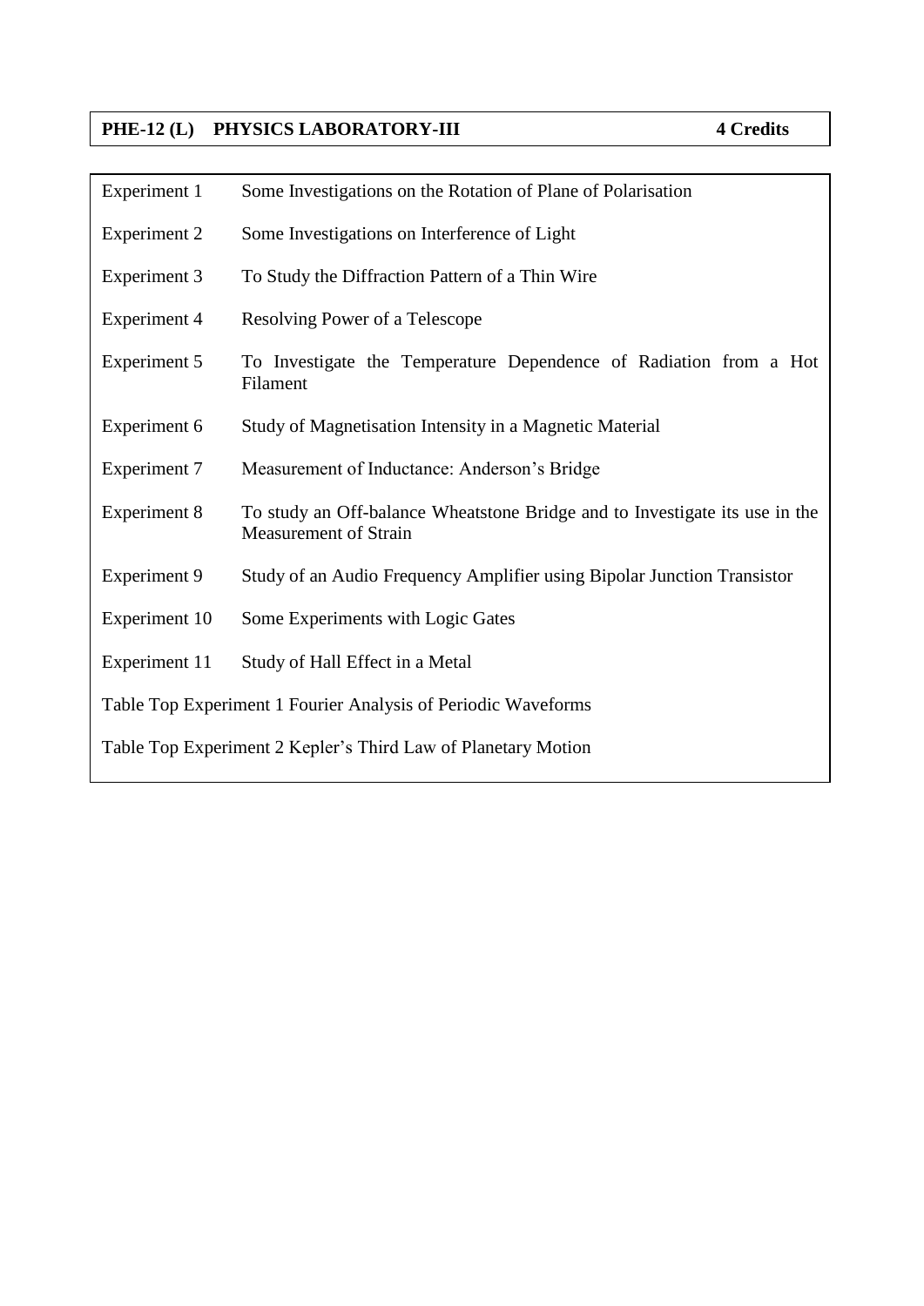## PHE-12 (L) PHYSICS LABORATORY-III 4 Credits

| | |
|---|---|
| Experiment 1 | Some Investigations on the Rotation of Plane of Polarisation |
| Experiment 2 | Some Investigations on Interference of Light |
| Experiment 3 | To Study the Diffraction Pattern of a Thin Wire |
| Experiment 4 | Resolving Power of a Telescope |
| Experiment 5 | To Investigate the Temperature Dependence of Radiation from a Hot Filament |
| Experiment 6 | Study of Magnetisation Intensity in a Magnetic Material |
| Experiment 7 | Measurement of Inductance: Anderson's Bridge |
| Experiment 8 | To study an Off-balance Wheatstone Bridge and to Investigate its use in the Measurement of Strain |
| Experiment 9 | Study of an Audio Frequency Amplifier using Bipolar Junction Transistor |
| Experiment 10 | Some Experiments with Logic Gates |
| Experiment 11 | Study of Hall Effect in a Metal |

Table Top Experiment 1 Fourier Analysis of Periodic Waveforms

Table Top Experiment 2 Kepler's Third Law of Planetary Motion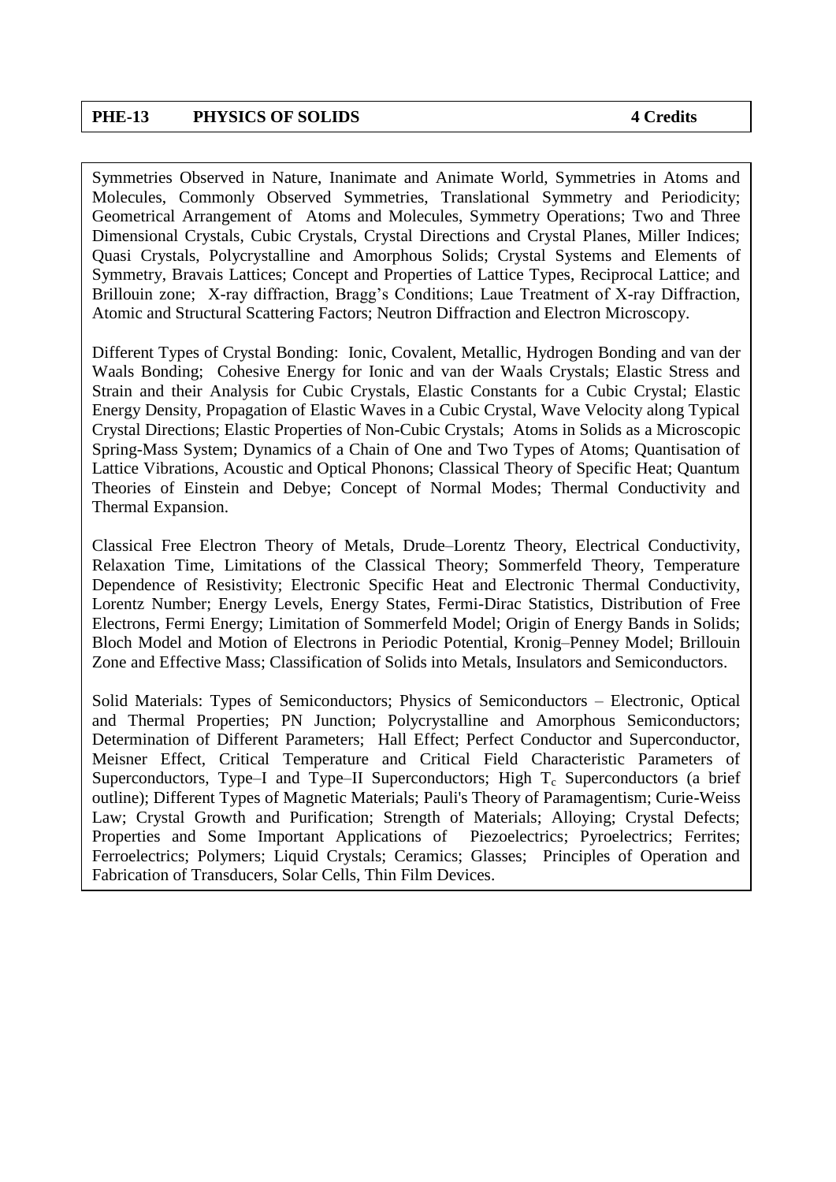## PHE-13 PHYSICS OF SOLIDS 4 Credits

Symmetries Observed in Nature, Inanimate and Animate World, Symmetries in Atoms and Molecules, Commonly Observed Symmetries, Translational Symmetry and Periodicity; Geometrical Arrangement of Atoms and Molecules, Symmetry Operations; Two and Three Dimensional Crystals, Cubic Crystals, Crystal Directions and Crystal Planes, Miller Indices; Quasi Crystals, Polycrystalline and Amorphous Solids; Crystal Systems and Elements of Symmetry, Bravais Lattices; Concept and Properties of Lattice Types, Reciprocal Lattice; and Brillouin zone; X-ray diffraction, Bragg's Conditions; Laue Treatment of X-ray Diffraction, Atomic and Structural Scattering Factors; Neutron Diffraction and Electron Microscopy.

Different Types of Crystal Bonding: Ionic, Covalent, Metallic, Hydrogen Bonding and van der Waals Bonding; Cohesive Energy for Ionic and van der Waals Crystals; Elastic Stress and Strain and their Analysis for Cubic Crystals, Elastic Constants for a Cubic Crystal; Elastic Energy Density, Propagation of Elastic Waves in a Cubic Crystal, Wave Velocity along Typical Crystal Directions; Elastic Properties of Non-Cubic Crystals; Atoms in Solids as a Microscopic Spring-Mass System; Dynamics of a Chain of One and Two Types of Atoms; Quantisation of Lattice Vibrations, Acoustic and Optical Phonons; Classical Theory of Specific Heat; Quantum Theories of Einstein and Debye; Concept of Normal Modes; Thermal Conductivity and Thermal Expansion.

Classical Free Electron Theory of Metals, Drude–Lorentz Theory, Electrical Conductivity, Relaxation Time, Limitations of the Classical Theory; Sommerfeld Theory, Temperature Dependence of Resistivity; Electronic Specific Heat and Electronic Thermal Conductivity, Lorentz Number; Energy Levels, Energy States, Fermi-Dirac Statistics, Distribution of Free Electrons, Fermi Energy; Limitation of Sommerfeld Model; Origin of Energy Bands in Solids; Bloch Model and Motion of Electrons in Periodic Potential, Kronig–Penney Model; Brillouin Zone and Effective Mass; Classification of Solids into Metals, Insulators and Semiconductors.

Solid Materials: Types of Semiconductors; Physics of Semiconductors – Electronic, Optical and Thermal Properties; PN Junction; Polycrystalline and Amorphous Semiconductors; Determination of Different Parameters; Hall Effect; Perfect Conductor and Superconductor, Meisner Effect, Critical Temperature and Critical Field Characteristic Parameters of Superconductors, Type–I and Type–II Superconductors; High $T_c$ Superconductors (a brief outline); Different Types of Magnetic Materials; Pauli's Theory of Paramagentism; Curie-Weiss Law; Crystal Growth and Purification; Strength of Materials; Alloying; Crystal Defects; Properties and Some Important Applications of Piezoelectrics; Pyroelectrics; Ferrites; Ferroelectrics; Polymers; Liquid Crystals; Ceramics; Glasses; Principles of Operation and Fabrication of Transducers, Solar Cells, Thin Film Devices.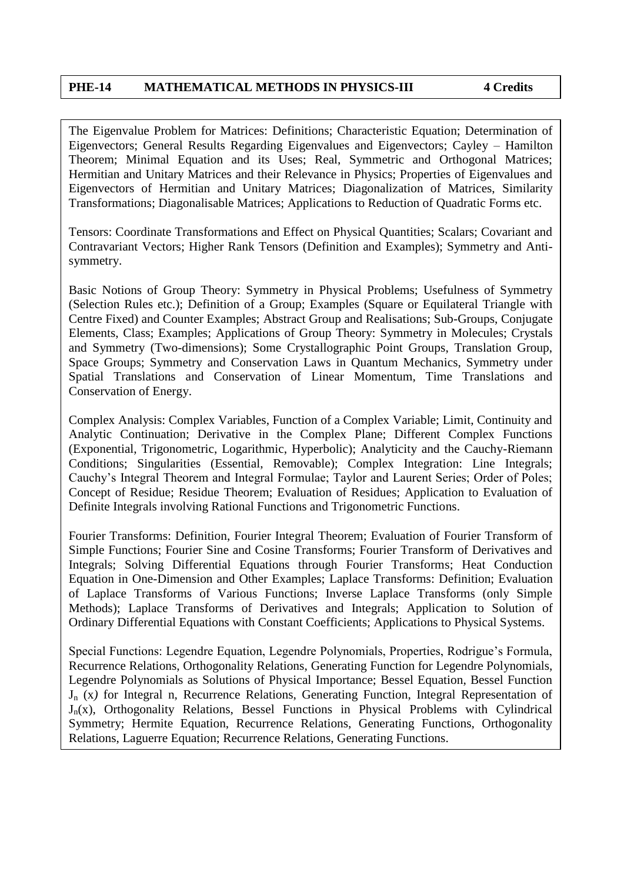## PHE-14 MATHEMATICAL METHODS IN PHYSICS-III 4 Credits

The Eigenvalue Problem for Matrices: Definitions; Characteristic Equation; Determination of Eigenvectors; General Results Regarding Eigenvalues and Eigenvectors; Cayley – Hamilton Theorem; Minimal Equation and its Uses; Real, Symmetric and Orthogonal Matrices; Hermitian and Unitary Matrices and their Relevance in Physics; Properties of Eigenvalues and Eigenvectors of Hermitian and Unitary Matrices; Diagonalization of Matrices, Similarity Transformations; Diagonalisable Matrices; Applications to Reduction of Quadratic Forms etc.

Tensors: Coordinate Transformations and Effect on Physical Quantities; Scalars; Covariant and Contravariant Vectors; Higher Rank Tensors (Definition and Examples); Symmetry and Anti-symmetry.

Basic Notions of Group Theory: Symmetry in Physical Problems; Usefulness of Symmetry (Selection Rules etc.); Definition of a Group; Examples (Square or Equilateral Triangle with Centre Fixed) and Counter Examples; Abstract Group and Realisations; Sub-Groups, Conjugate Elements, Class; Examples; Applications of Group Theory: Symmetry in Molecules; Crystals and Symmetry (Two-dimensions); Some Crystallographic Point Groups, Translation Group, Space Groups; Symmetry and Conservation Laws in Quantum Mechanics, Symmetry under Spatial Translations and Conservation of Linear Momentum, Time Translations and Conservation of Energy.

Complex Analysis: Complex Variables, Function of a Complex Variable; Limit, Continuity and Analytic Continuation; Derivative in the Complex Plane; Different Complex Functions (Exponential, Trigonometric, Logarithmic, Hyperbolic); Analyticity and the Cauchy-Riemann Conditions; Singularities (Essential, Removable); Complex Integration: Line Integrals; Cauchy's Integral Theorem and Integral Formulae; Taylor and Laurent Series; Order of Poles; Concept of Residue; Residue Theorem; Evaluation of Residues; Application to Evaluation of Definite Integrals involving Rational Functions and Trigonometric Functions.

Fourier Transforms: Definition, Fourier Integral Theorem; Evaluation of Fourier Transform of Simple Functions; Fourier Sine and Cosine Transforms; Fourier Transform of Derivatives and Integrals; Solving Differential Equations through Fourier Transforms; Heat Conduction Equation in One-Dimension and Other Examples; Laplace Transforms: Definition; Evaluation of Laplace Transforms of Various Functions; Inverse Laplace Transforms (only Simple Methods); Laplace Transforms of Derivatives and Integrals; Application to Solution of Ordinary Differential Equations with Constant Coefficients; Applications to Physical Systems.

Special Functions: Legendre Equation, Legendre Polynomials, Properties, Rodrigue's Formula, Recurrence Relations, Orthogonality Relations, Generating Function for Legendre Polynomials, Legendre Polynomials as Solutions of Physical Importance; Bessel Equation, Bessel Function $J_n(x)$ for Integral n, Recurrence Relations, Generating Function, Integral Representation of $J_n(x)$, Orthogonality Relations, Bessel Functions in Physical Problems with Cylindrical Symmetry; Hermite Equation, Recurrence Relations, Generating Functions, Orthogonality Relations, Laguerre Equation; Recurrence Relations, Generating Functions.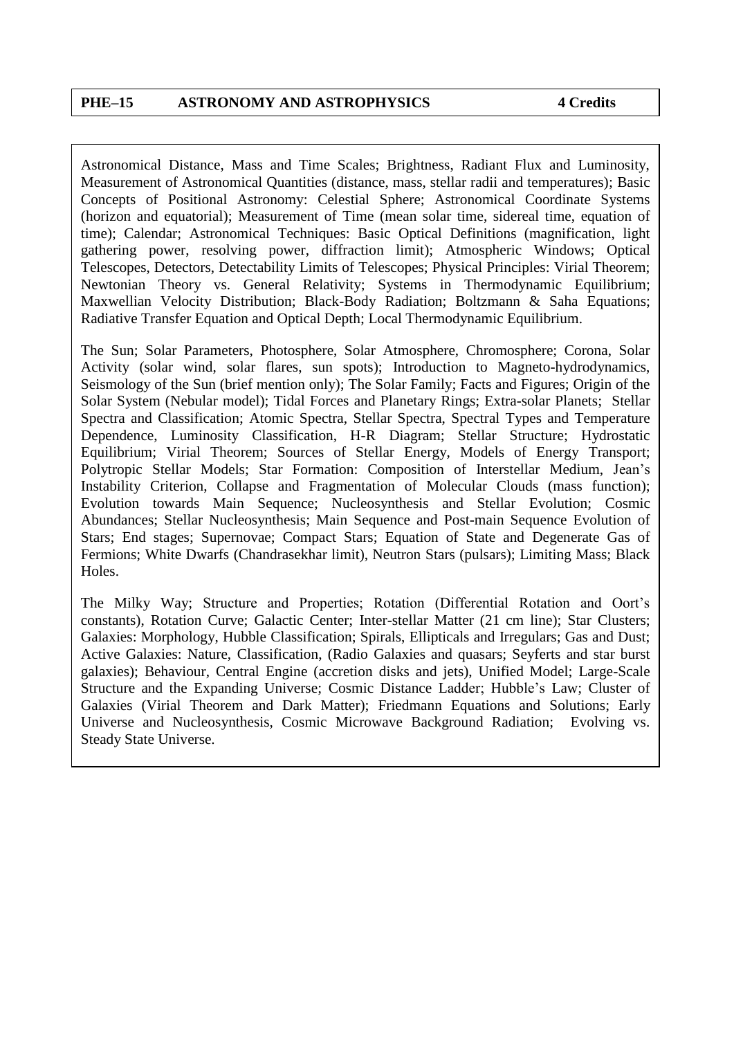**PHE–15 ASTRONOMY AND ASTROPHYSICS 4 Credits**

Astronomical Distance, Mass and Time Scales; Brightness, Radiant Flux and Luminosity, Measurement of Astronomical Quantities (distance, mass, stellar radii and temperatures); Basic Concepts of Positional Astronomy: Celestial Sphere; Astronomical Coordinate Systems (horizon and equatorial); Measurement of Time (mean solar time, sidereal time, equation of time); Calendar; Astronomical Techniques: Basic Optical Definitions (magnification, light gathering power, resolving power, diffraction limit); Atmospheric Windows; Optical Telescopes, Detectors, Detectability Limits of Telescopes; Physical Principles: Virial Theorem; Newtonian Theory vs. General Relativity; Systems in Thermodynamic Equilibrium; Maxwellian Velocity Distribution; Black-Body Radiation; Boltzmann & Saha Equations; Radiative Transfer Equation and Optical Depth; Local Thermodynamic Equilibrium.

The Sun; Solar Parameters, Photosphere, Solar Atmosphere, Chromosphere; Corona, Solar Activity (solar wind, solar flares, sun spots); Introduction to Magneto-hydrodynamics, Seismology of the Sun (brief mention only); The Solar Family; Facts and Figures; Origin of the Solar System (Nebular model); Tidal Forces and Planetary Rings; Extra-solar Planets; Stellar Spectra and Classification; Atomic Spectra, Stellar Spectra, Spectral Types and Temperature Dependence, Luminosity Classification, H-R Diagram; Stellar Structure; Hydrostatic Equilibrium; Virial Theorem; Sources of Stellar Energy, Models of Energy Transport; Polytropic Stellar Models; Star Formation: Composition of Interstellar Medium, Jean's Instability Criterion, Collapse and Fragmentation of Molecular Clouds (mass function); Evolution towards Main Sequence; Nucleosynthesis and Stellar Evolution; Cosmic Abundances; Stellar Nucleosynthesis; Main Sequence and Post-main Sequence Evolution of Stars; End stages; Supernovae; Compact Stars; Equation of State and Degenerate Gas of Fermions; White Dwarfs (Chandrasekhar limit), Neutron Stars (pulsars); Limiting Mass; Black Holes.

The Milky Way; Structure and Properties; Rotation (Differential Rotation and Oort's constants), Rotation Curve; Galactic Center; Inter-stellar Matter (21 cm line); Star Clusters; Galaxies: Morphology, Hubble Classification; Spirals, Ellipticals and Irregulars; Gas and Dust; Active Galaxies: Nature, Classification, (Radio Galaxies and quasars; Seyferts and star burst galaxies); Behaviour, Central Engine (accretion disks and jets), Unified Model; Large-Scale Structure and the Expanding Universe; Cosmic Distance Ladder; Hubble's Law; Cluster of Galaxies (Virial Theorem and Dark Matter); Friedmann Equations and Solutions; Early Universe and Nucleosynthesis, Cosmic Microwave Background Radiation; Evolving vs. Steady State Universe.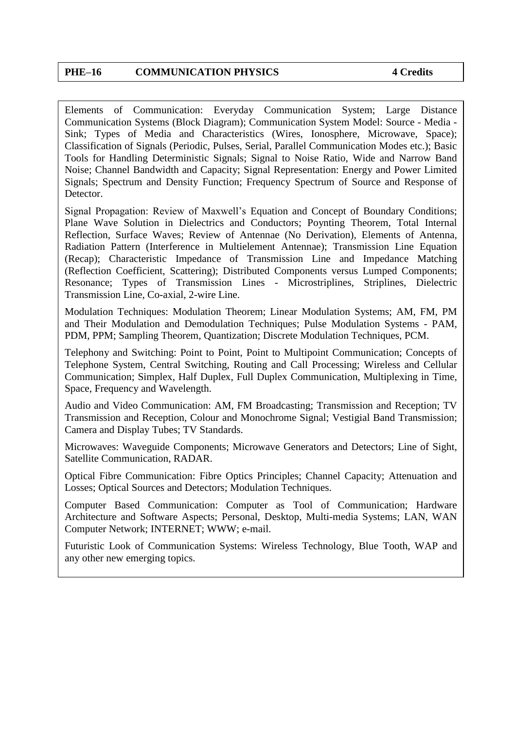**PHE–16 COMMUNICATION PHYSICS 4 Credits**

Elements of Communication: Everyday Communication System; Large Distance Communication Systems (Block Diagram); Communication System Model: Source - Media - Sink; Types of Media and Characteristics (Wires, Ionosphere, Microwave, Space); Classification of Signals (Periodic, Pulses, Serial, Parallel Communication Modes etc.); Basic Tools for Handling Deterministic Signals; Signal to Noise Ratio, Wide and Narrow Band Noise; Channel Bandwidth and Capacity; Signal Representation: Energy and Power Limited Signals; Spectrum and Density Function; Frequency Spectrum of Source and Response of Detector.

Signal Propagation: Review of Maxwell's Equation and Concept of Boundary Conditions; Plane Wave Solution in Dielectrics and Conductors; Poynting Theorem, Total Internal Reflection, Surface Waves; Review of Antennae (No Derivation), Elements of Antenna, Radiation Pattern (Interference in Multielement Antennae); Transmission Line Equation (Recap); Characteristic Impedance of Transmission Line and Impedance Matching (Reflection Coefficient, Scattering); Distributed Components versus Lumped Components; Resonance; Types of Transmission Lines - Microstriplines, Striplines, Dielectric Transmission Line, Co-axial, 2-wire Line.

Modulation Techniques: Modulation Theorem; Linear Modulation Systems; AM, FM, PM and Their Modulation and Demodulation Techniques; Pulse Modulation Systems - PAM, PDM, PPM; Sampling Theorem, Quantization; Discrete Modulation Techniques, PCM.

Telephony and Switching: Point to Point, Point to Multipoint Communication; Concepts of Telephone System, Central Switching, Routing and Call Processing; Wireless and Cellular Communication; Simplex, Half Duplex, Full Duplex Communication, Multiplexing in Time, Space, Frequency and Wavelength.

Audio and Video Communication: AM, FM Broadcasting; Transmission and Reception; TV Transmission and Reception, Colour and Monochrome Signal; Vestigial Band Transmission; Camera and Display Tubes; TV Standards.

Microwaves: Waveguide Components; Microwave Generators and Detectors; Line of Sight, Satellite Communication, RADAR.

Optical Fibre Communication: Fibre Optics Principles; Channel Capacity; Attenuation and Losses; Optical Sources and Detectors; Modulation Techniques.

Computer Based Communication: Computer as Tool of Communication; Hardware Architecture and Software Aspects; Personal, Desktop, Multi-media Systems; LAN, WAN Computer Network; INTERNET; WWW; e-mail.

Futuristic Look of Communication Systems: Wireless Technology, Blue Tooth, WAP and any other new emerging topics.